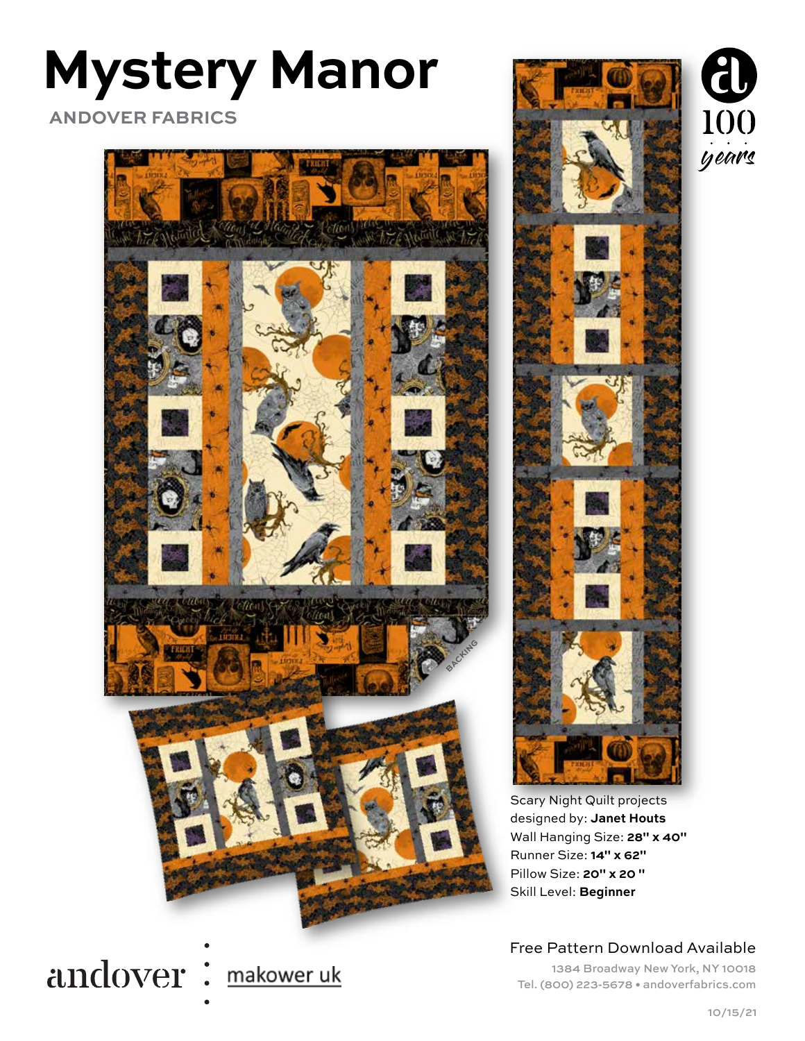# Mystery Manor

## ANDOVER FABRICS

BACKING

Scary Night Quilt projects
designed by: **Janet Houts**
Wall Hanging Size: **28" x 40"**
Runner Size: **14" x 62"**
Pillow Size: **20" x 20 "**
Skill Level: **Beginner**

andover : makower uk

Free Pattern Download Available

1384 Broadway New York, NY 10018
Tel. (800) 223-5678 • andoverfabrics.com

10/15/21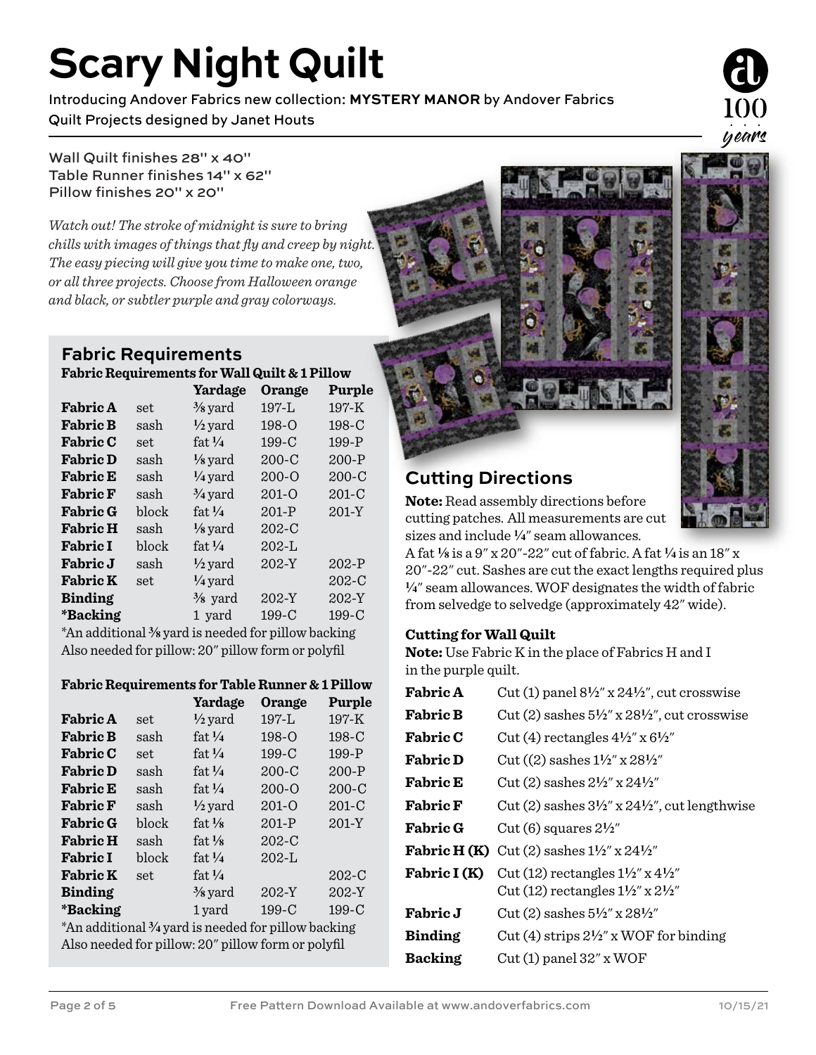# Scary Night Quilt

Introducing Andover Fabrics new collection: **MYSTERY MANOR** by Andover Fabrics
Quilt Projects designed by Janet Houts

Wall Quilt finishes 28" x 40"
Table Runner finishes 14" x 62"
Pillow finishes 20" x 20"

*Watch out! The stroke of midnight is sure to bring chills with images of things that fly and creep by night. The easy piecing will give you time to make one, two, or all three projects. Choose from Halloween orange and black, or subtler purple and gray colorways.*

## Fabric Requirements

**Fabric Requirements for Wall Quilt & 1 Pillow**

| | | Yardage | Orange | Purple |
|---|---|---|---|---|
| **Fabric A** | set | ⅜ yard | 197-L | 197-K |
| **Fabric B** | sash | ½ yard | 198-O | 198-C |
| **Fabric C** | set | fat ¼ | 199-C | 199-P |
| **Fabric D** | sash | ⅛ yard | 200-C | 200-P |
| **Fabric E** | sash | ¼ yard | 200-O | 200-C |
| **Fabric F** | sash | ¾ yard | 201-O | 201-C |
| **Fabric G** | block | fat ¼ | 201-P | 201-Y |
| **Fabric H** | sash | ⅛ yard | 202-C | |
| **Fabric I** | block | fat ¼ | 202-L | |
| **Fabric J** | sash | ½ yard | 202-Y | 202-P |
| **Fabric K** | set | ¼ yard | | 202-C |
| **Binding** | | ⅜ yard | 202-Y | 202-Y |
| ***Backing** | | 1 yard | 199-C | 199-C |

*An additional ⅝ yard is needed for pillow backing
Also needed for pillow: 20" pillow form or polyfil

**Fabric Requirements for Table Runner & 1 Pillow**

| | | Yardage | Orange | Purple |
|---|---|---|---|---|
| **Fabric A** | set | ½ yard | 197-L | 197-K |
| **Fabric B** | sash | fat ¼ | 198-O | 198-C |
| **Fabric C** | set | fat ¼ | 199-C | 199-P |
| **Fabric D** | sash | fat ¼ | 200-C | 200-P |
| **Fabric E** | sash | fat ¼ | 200-O | 200-C |
| **Fabric F** | sash | ½ yard | 201-O | 201-C |
| **Fabric G** | block | fat ⅛ | 201-P | 201-Y |
| **Fabric H** | sash | fat ⅛ | 202-C | |
| **Fabric I** | block | fat ¼ | 202-L | |
| **Fabric K** | set | fat ¼ | | 202-C |
| **Binding** | | ⅜ yard | 202-Y | 202-Y |
| ***Backing** | | 1 yard | 199-C | 199-C |

*An additional ¾ yard is needed for pillow backing
Also needed for pillow: 20" pillow form or polyfil

## Cutting Directions

**Note:** Read assembly directions before cutting patches. All measurements are cut sizes and include ¼" seam allowances. A fat ⅛ is a 9" x 20"-22" cut of fabric. A fat ¼ is an 18" x 20"-22" cut. Sashes are cut the exact lengths required plus ¼" seam allowances. WOF designates the width of fabric from selvedge to selvedge (approximately 42" wide).

**Cutting for Wall Quilt**

**Note:** Use Fabric K in the place of Fabrics H and I in the purple quilt.

| | |
|---|---|
| **Fabric A** | Cut (1) panel 8½" x 24½", cut crosswise |
| **Fabric B** | Cut (2) sashes 5½" x 28½", cut crosswise |
| **Fabric C** | Cut (4) rectangles 4½" x 6½" |
| **Fabric D** | Cut ((2) sashes 1½" x 28½" |
| **Fabric E** | Cut (2) sashes 2½" x 24½" |
| **Fabric F** | Cut (2) sashes 3½" x 24½", cut lengthwise |
| **Fabric G** | Cut (6) squares 2½" |
| **Fabric H (K)** | Cut (2) sashes 1½" x 24½" |
| **Fabric I (K)** | Cut (12) rectangles 1½" x 4½"<br>Cut (12) rectangles 1½" x 2½" |
| **Fabric J** | Cut (2) sashes 5½" x 28½" |
| **Binding** | Cut (4) strips 2½" x WOF for binding |
| **Backing** | Cut (1) panel 32" x WOF |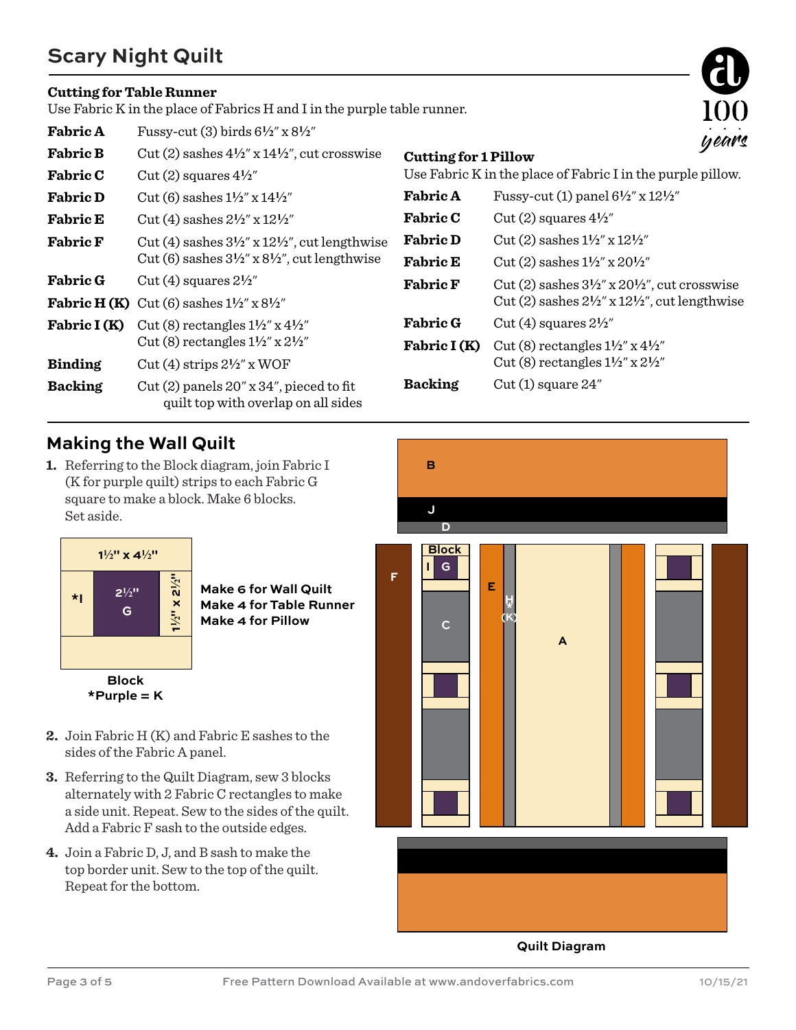# Scary Night Quilt

## Cutting for Table Runner

Use Fabric K in the place of Fabrics H and I in the purple table runner.

| | |
|---|---|
| **Fabric A** | Fussy-cut (3) birds 6½" x 8½" |
| **Fabric B** | Cut (2) sashes 4½" x 14½", cut crosswise |
| **Fabric C** | Cut (2) squares 4½" |
| **Fabric D** | Cut (6) sashes 1½" x 14½" |
| **Fabric E** | Cut (4) sashes 2½" x 12½" |
| **Fabric F** | Cut (4) sashes 3½" x 12½", cut lengthwise<br>Cut (6) sashes 3½" x 8½", cut lengthwise |
| **Fabric G** | Cut (4) squares 2½" |
| **Fabric H (K)** | Cut (6) sashes 1½" x 8½" |
| **Fabric I (K)** | Cut (8) rectangles 1½" x 4½"<br>Cut (8) rectangles 1½" x 2½" |
| **Binding** | Cut (4) strips 2½" x WOF |
| **Backing** | Cut (2) panels 20" x 34", pieced to fit quilt top with overlap on all sides |

## Cutting for 1 Pillow

Use Fabric K in the place of Fabric I in the purple pillow.

| | |
|---|---|
| **Fabric A** | Fussy-cut (1) panel 6½" x 12½" |
| **Fabric C** | Cut (2) squares 4½" |
| **Fabric D** | Cut (2) sashes 1½" x 12½" |
| **Fabric E** | Cut (2) sashes 1½" x 20½" |
| **Fabric F** | Cut (2) sashes 3½" x 20½", cut crosswise<br>Cut (2) sashes 2½" x 12½", cut lengthwise |
| **Fabric G** | Cut (4) squares 2½" |
| **Fabric I (K)** | Cut (8) rectangles 1½" x 4½"<br>Cut (8) rectangles 1½" x 2½" |
| **Backing** | Cut (1) square 24" |

## Making the Wall Quilt

1. Referring to the Block diagram, join Fabric I (K for purple quilt) strips to each Fabric G square to make a block. Make 6 blocks. Set aside.

1½" x 4½"
*I
2½"
G
1½" x 2½"

Make 6 for Wall Quilt
Make 4 for Table Runner
Make 4 for Pillow

Block
*Purple = K

2. Join Fabric H (K) and Fabric E sashes to the sides of the Fabric A panel.
3. Referring to the Quilt Diagram, sew 3 blocks alternately with 2 Fabric C rectangles to make a side unit. Repeat. Sew to the sides of the quilt. Add a Fabric F sash to the outside edges.
4. Join a Fabric D, J, and B sash to make the top border unit. Sew to the top of the quilt. Repeat for the bottom.

B
J
D
F
Block
I
G
C
E
H
*
(K)
A

Quilt Diagram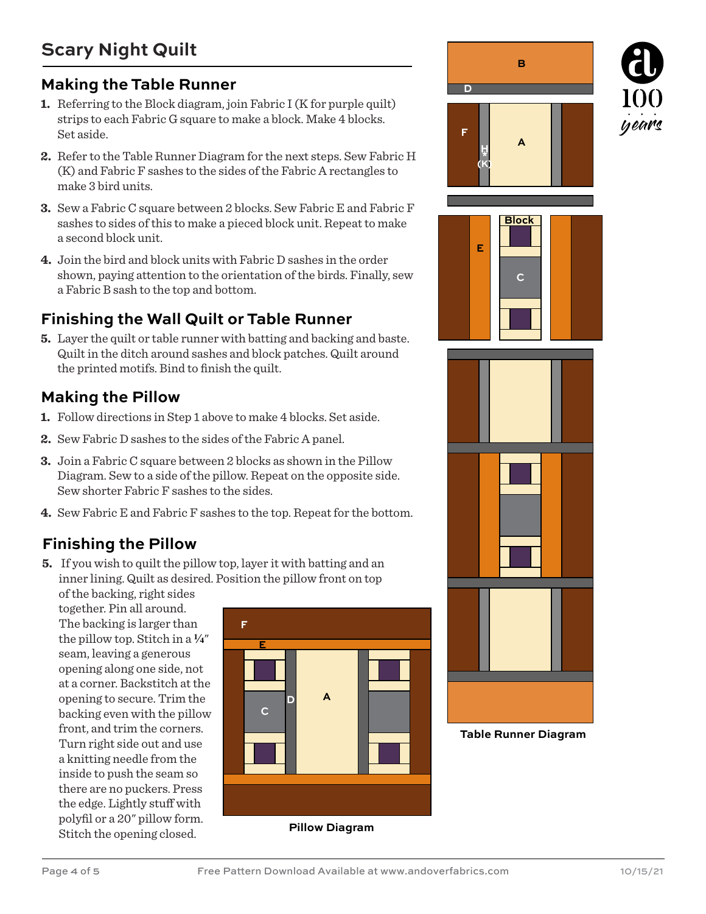# Scary Night Quilt

## Making the Table Runner

1. Referring to the Block diagram, join Fabric I (K for purple quilt) strips to each Fabric G square to make a block. Make 4 blocks. Set aside.
2. Refer to the Table Runner Diagram for the next steps. Sew Fabric H (K) and Fabric F sashes to the sides of the Fabric A rectangles to make 3 bird units.
3. Sew a Fabric C square between 2 blocks. Sew Fabric E and Fabric F sashes to sides of this to make a pieced block unit. Repeat to make a second block unit.
4. Join the bird and block units with Fabric D sashes in the order shown, paying attention to the orientation of the birds. Finally, sew a Fabric B sash to the top and bottom.

## Finishing the Wall Quilt or Table Runner

5. Layer the quilt or table runner with batting and backing and baste. Quilt in the ditch around sashes and block patches. Quilt around the printed motifs. Bind to finish the quilt.

## Making the Pillow

1. Follow directions in Step 1 above to make 4 blocks. Set aside.
2. Sew Fabric D sashes to the sides of the Fabric A panel.
3. Join a Fabric C square between 2 blocks as shown in the Pillow Diagram. Sew to a side of the pillow. Repeat on the opposite side. Sew shorter Fabric F sashes to the sides.
4. Sew Fabric E and Fabric F sashes to the top. Repeat for the bottom.

## Finishing the Pillow

5. If you wish to quilt the pillow top, layer it with batting and an inner lining. Quilt as desired. Position the pillow front on top of the backing, right sides together. Pin all around. The backing is larger than the pillow top. Stitch in a ¼" seam, leaving a generous opening along one side, not at a corner. Backstitch at the opening to secure. Trim the backing even with the pillow front, and trim the corners. Turn right side out and use a knitting needle from the inside to push the seam so there are no puckers. Press the edge. Lightly stuff with polyfil or a 20" pillow form. Stitch the opening closed.

F
E
D
A
C

Pillow Diagram

B
D
F
H
(K)
A
Block
E
C

Table Runner Diagram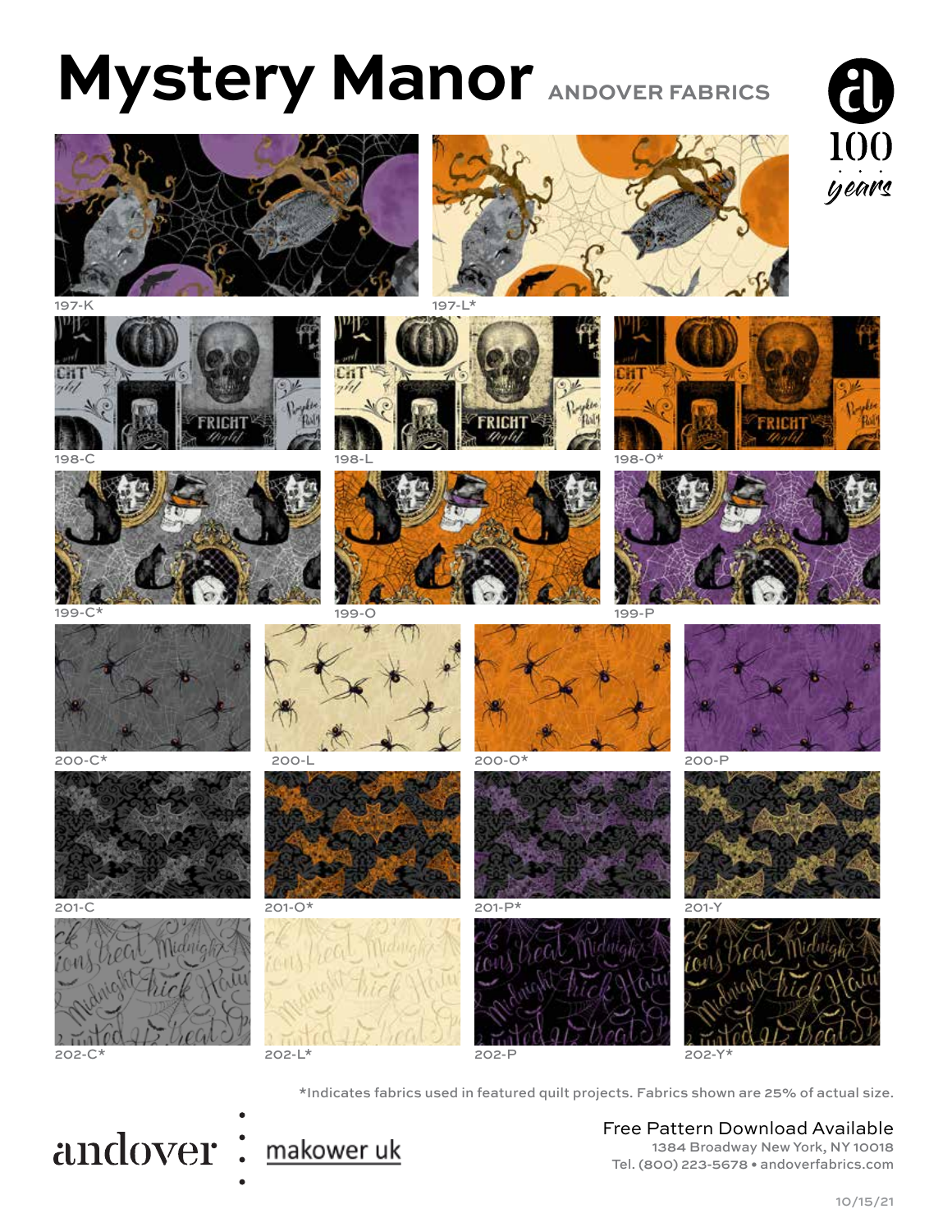# Mystery Manor

ANDOVER FABRICS

100 years

197-K

197-L*

198-C

198-L

198-O*

199-C*

199-O

199-P

200-C*

200-L

200-O*

200-P

201-C

201-O*

201-P*

201-Y

202-C*

202-L*

202-P

202-Y*

*Indicates fabrics used in featured quilt projects. Fabrics shown are 25% of actual size.

andover : makower uk

Free Pattern Download Available
1384 Broadway New York, NY 10018
Tel. (800) 223-5678 • andoverfabrics.com

10/15/21